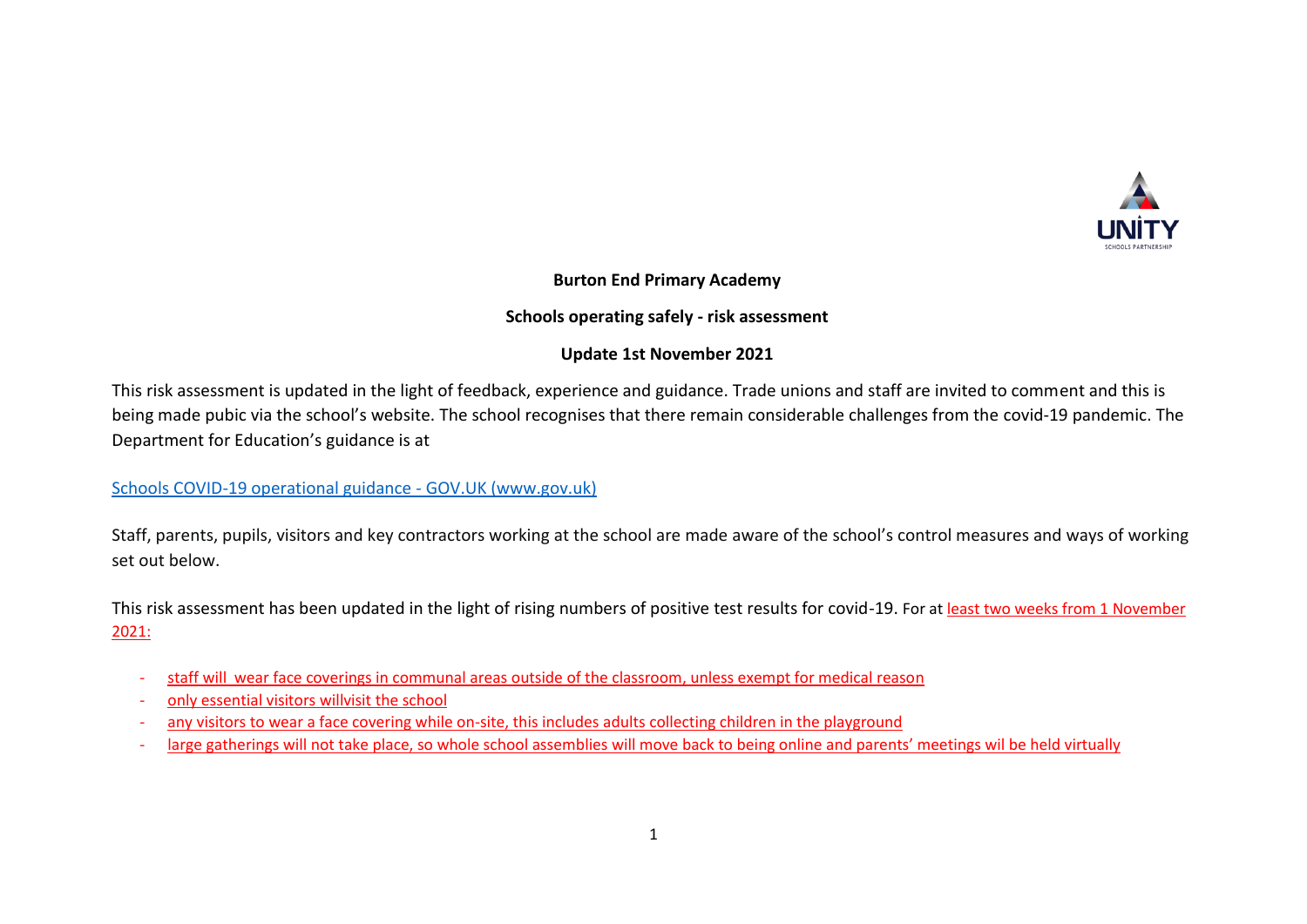UNITY
SCHOOLS PARTNERSHIP

**Burton End Primary Academy**

**Schools operating safely - risk assessment**

**Update 1st November 2021**

This risk assessment is updated in the light of feedback, experience and guidance. Trade unions and staff are invited to comment and this is being made pubic via the school's website. The school recognises that there remain considerable challenges from the covid-19 pandemic. The Department for Education's guidance is at

[Schools COVID-19 operational guidance - GOV.UK (www.gov.uk)]

Staff, parents, pupils, visitors and key contractors working at the school are made aware of the school's control measures and ways of working set out below.

This risk assessment has been updated in the light of rising numbers of positive test results for covid-19. For at least two weeks from 1 November 2021:

- staff will wear face coverings in communal areas outside of the classroom, unless exempt for medical reason
- only essential visitors willvisit the school
- any visitors to wear a face covering while on-site, this includes adults collecting children in the playground
- large gatherings will not take place, so whole school assemblies will move back to being online and parents' meetings wil be held virtually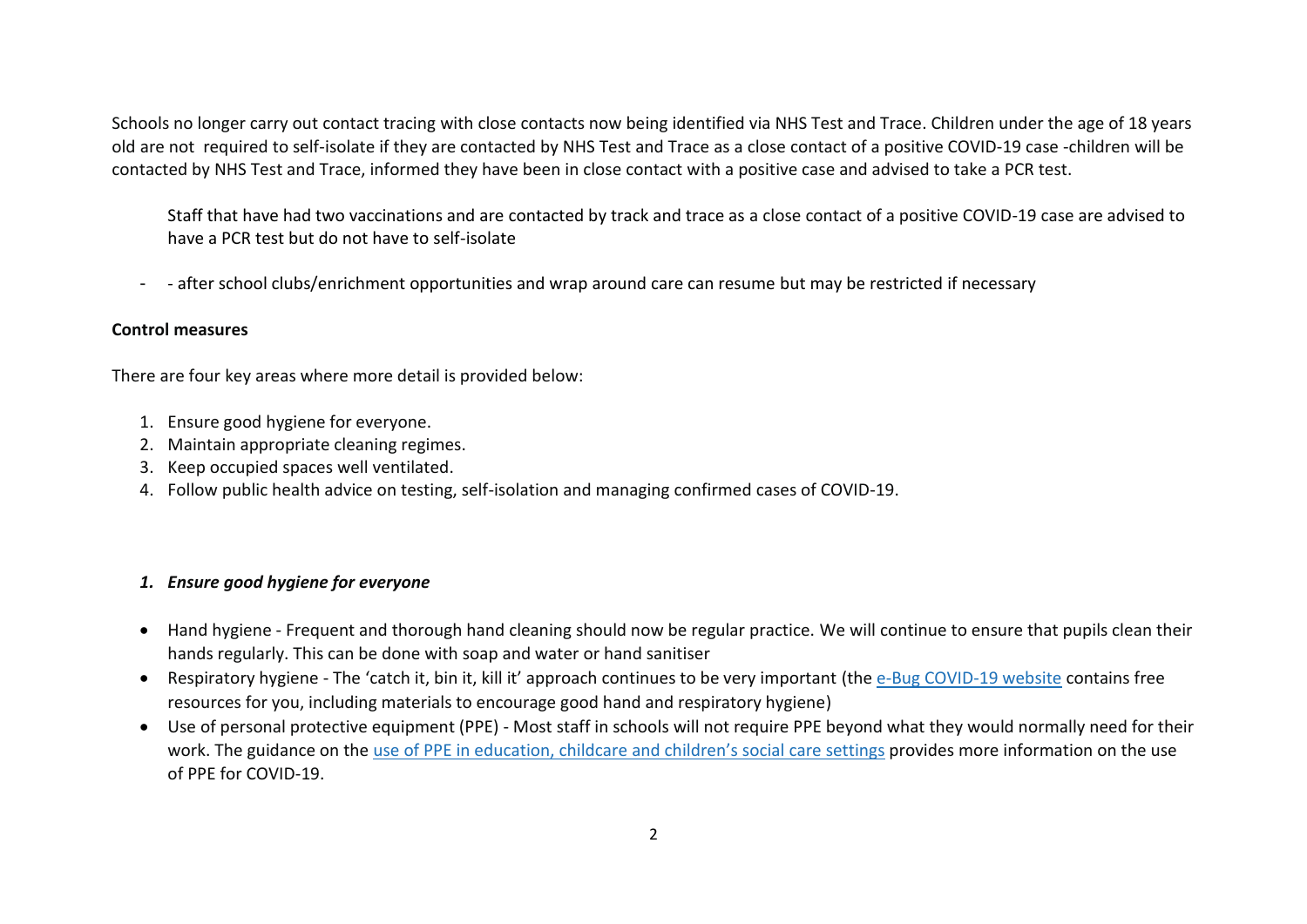Schools no longer carry out contact tracing with close contacts now being identified via NHS Test and Trace. Children under the age of 18 years old are not required to self-isolate if they are contacted by NHS Test and Trace as a close contact of a positive COVID-19 case -children will be contacted by NHS Test and Trace, informed they have been in close contact with a positive case and advised to take a PCR test.

Staff that have had two vaccinations and are contacted by track and trace as a close contact of a positive COVID-19 case are advised to have a PCR test but do not have to self-isolate

- - after school clubs/enrichment opportunities and wrap around care can resume but may be restricted if necessary

**Control measures**

There are four key areas where more detail is provided below:

1. Ensure good hygiene for everyone.
2. Maintain appropriate cleaning regimes.
3. Keep occupied spaces well ventilated.
4. Follow public health advice on testing, self-isolation and managing confirmed cases of COVID-19.

### *1. Ensure good hygiene for everyone*

- Hand hygiene - Frequent and thorough hand cleaning should now be regular practice. We will continue to ensure that pupils clean their hands regularly. This can be done with soap and water or hand sanitiser
- Respiratory hygiene - The 'catch it, bin it, kill it' approach continues to be very important (the e-Bug COVID-19 website contains free resources for you, including materials to encourage good hand and respiratory hygiene)
- Use of personal protective equipment (PPE) - Most staff in schools will not require PPE beyond what they would normally need for their work. The guidance on the use of PPE in education, childcare and children's social care settings provides more information on the use of PPE for COVID-19.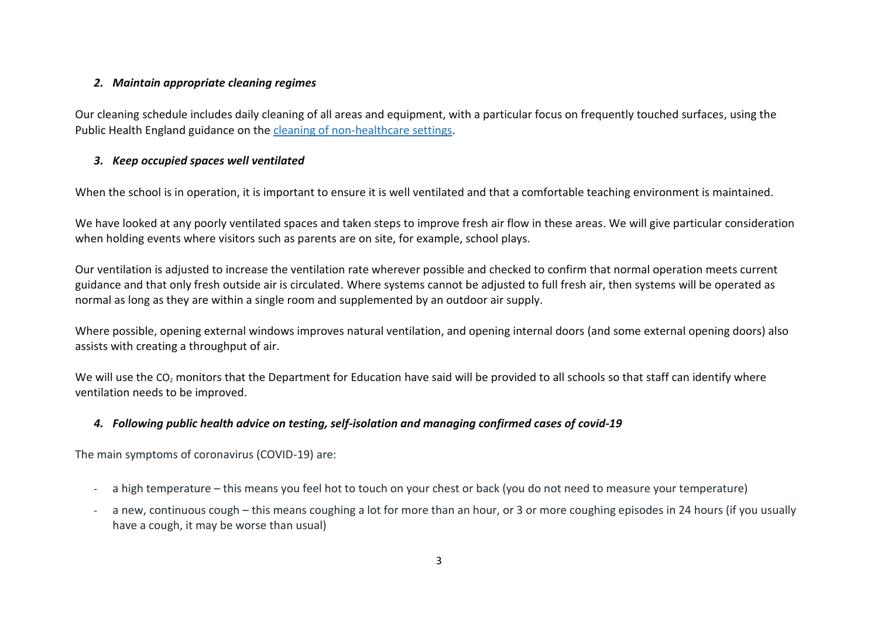### *2. Maintain appropriate cleaning regimes*

Our cleaning schedule includes daily cleaning of all areas and equipment, with a particular focus on frequently touched surfaces, using the Public Health England guidance on the [cleaning of non-healthcare settings](#).

### *3. Keep occupied spaces well ventilated*

When the school is in operation, it is important to ensure it is well ventilated and that a comfortable teaching environment is maintained.

We have looked at any poorly ventilated spaces and taken steps to improve fresh air flow in these areas. We will give particular consideration when holding events where visitors such as parents are on site, for example, school plays.

Our ventilation is adjusted to increase the ventilation rate wherever possible and checked to confirm that normal operation meets current guidance and that only fresh outside air is circulated. Where systems cannot be adjusted to full fresh air, then systems will be operated as normal as long as they are within a single room and supplemented by an outdoor air supply.

Where possible, opening external windows improves natural ventilation, and opening internal doors (and some external opening doors) also assists with creating a throughput of air.

We will use the $CO_2$ monitors that the Department for Education have said will be provided to all schools so that staff can identify where ventilation needs to be improved.

### *4. Following public health advice on testing, self-isolation and managing confirmed cases of covid-19*

The main symptoms of coronavirus (COVID-19) are:

- a high temperature – this means you feel hot to touch on your chest or back (you do not need to measure your temperature)
- a new, continuous cough – this means coughing a lot for more than an hour, or 3 or more coughing episodes in 24 hours (if you usually have a cough, it may be worse than usual)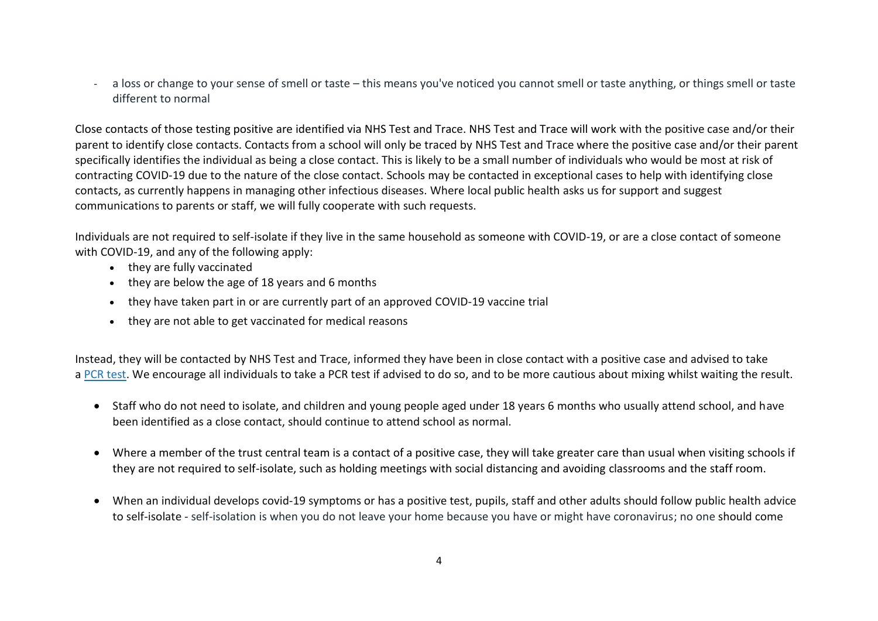- a loss or change to your sense of smell or taste – this means you've noticed you cannot smell or taste anything, or things smell or taste different to normal

Close contacts of those testing positive are identified via NHS Test and Trace. NHS Test and Trace will work with the positive case and/or their parent to identify close contacts. Contacts from a school will only be traced by NHS Test and Trace where the positive case and/or their parent specifically identifies the individual as being a close contact. This is likely to be a small number of individuals who would be most at risk of contracting COVID-19 due to the nature of the close contact. Schools may be contacted in exceptional cases to help with identifying close contacts, as currently happens in managing other infectious diseases. Where local public health asks us for support and suggest communications to parents or staff, we will fully cooperate with such requests.

Individuals are not required to self-isolate if they live in the same household as someone with COVID-19, or are a close contact of someone with COVID-19, and any of the following apply:

- they are fully vaccinated
- they are below the age of 18 years and 6 months
- they have taken part in or are currently part of an approved COVID-19 vaccine trial
- they are not able to get vaccinated for medical reasons

Instead, they will be contacted by NHS Test and Trace, informed they have been in close contact with a positive case and advised to take a PCR test. We encourage all individuals to take a PCR test if advised to do so, and to be more cautious about mixing whilst waiting the result.

- Staff who do not need to isolate, and children and young people aged under 18 years 6 months who usually attend school, and have been identified as a close contact, should continue to attend school as normal.

- Where a member of the trust central team is a contact of a positive case, they will take greater care than usual when visiting schools if they are not required to self-isolate, such as holding meetings with social distancing and avoiding classrooms and the staff room.

- When an individual develops covid-19 symptoms or has a positive test, pupils, staff and other adults should follow public health advice to self-isolate - self-isolation is when you do not leave your home because you have or might have coronavirus; no one should come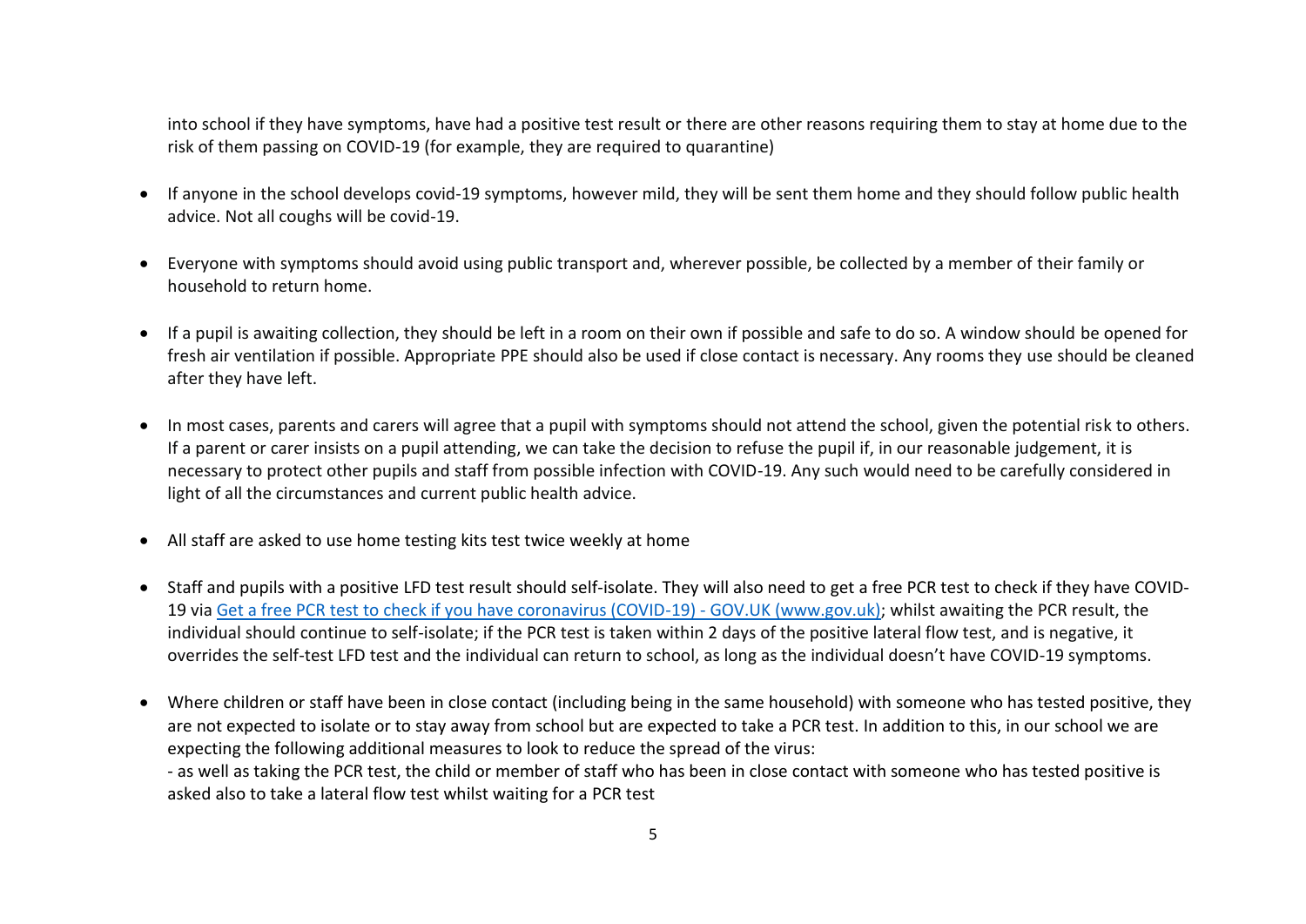into school if they have symptoms, have had a positive test result or there are other reasons requiring them to stay at home due to the risk of them passing on COVID-19 (for example, they are required to quarantine)

- If anyone in the school develops covid-19 symptoms, however mild, they will be sent them home and they should follow public health advice. Not all coughs will be covid-19.

- Everyone with symptoms should avoid using public transport and, wherever possible, be collected by a member of their family or household to return home.

- If a pupil is awaiting collection, they should be left in a room on their own if possible and safe to do so. A window should be opened for fresh air ventilation if possible. Appropriate PPE should also be used if close contact is necessary. Any rooms they use should be cleaned after they have left.

- In most cases, parents and carers will agree that a pupil with symptoms should not attend the school, given the potential risk to others. If a parent or carer insists on a pupil attending, we can take the decision to refuse the pupil if, in our reasonable judgement, it is necessary to protect other pupils and staff from possible infection with COVID-19. Any such would need to be carefully considered in light of all the circumstances and current public health advice.

- All staff are asked to use home testing kits test twice weekly at home

- Staff and pupils with a positive LFD test result should self-isolate. They will also need to get a free PCR test to check if they have COVID-19 via [Get a free PCR test to check if you have coronavirus (COVID-19) - GOV.UK (www.gov.uk)](https://www.gov.uk); whilst awaiting the PCR result, the individual should continue to self-isolate; if the PCR test is taken within 2 days of the positive lateral flow test, and is negative, it overrides the self-test LFD test and the individual can return to school, as long as the individual doesn't have COVID-19 symptoms.

- Where children or staff have been in close contact (including being in the same household) with someone who has tested positive, they are not expected to isolate or to stay away from school but are expected to take a PCR test. In addition to this, in our school we are expecting the following additional measures to look to reduce the spread of the virus:
  - as well as taking the PCR test, the child or member of staff who has been in close contact with someone who has tested positive is asked also to take a lateral flow test whilst waiting for a PCR test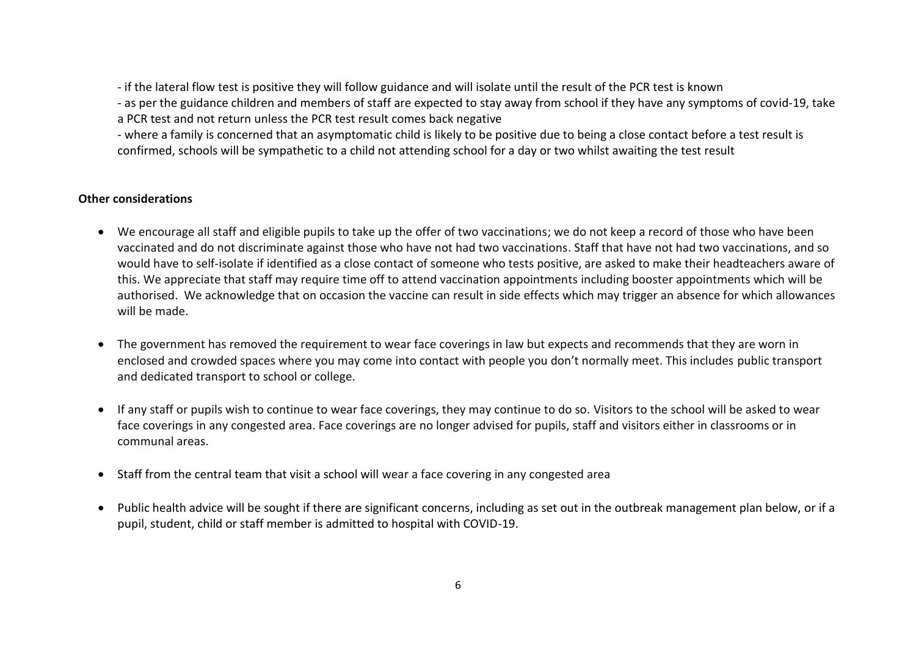- if the lateral flow test is positive they will follow guidance and will isolate until the result of the PCR test is known
- as per the guidance children and members of staff are expected to stay away from school if they have any symptoms of covid-19, take a PCR test and not return unless the PCR test result comes back negative
- where a family is concerned that an asymptomatic child is likely to be positive due to being a close contact before a test result is confirmed, schools will be sympathetic to a child not attending school for a day or two whilst awaiting the test result

**Other considerations**

- We encourage all staff and eligible pupils to take up the offer of two vaccinations; we do not keep a record of those who have been vaccinated and do not discriminate against those who have not had two vaccinations. Staff that have not had two vaccinations, and so would have to self-isolate if identified as a close contact of someone who tests positive, are asked to make their headteachers aware of this. We appreciate that staff may require time off to attend vaccination appointments including booster appointments which will be authorised. We acknowledge that on occasion the vaccine can result in side effects which may trigger an absence for which allowances will be made.

- The government has removed the requirement to wear face coverings in law but expects and recommends that they are worn in enclosed and crowded spaces where you may come into contact with people you don't normally meet. This includes public transport and dedicated transport to school or college.

- If any staff or pupils wish to continue to wear face coverings, they may continue to do so. Visitors to the school will be asked to wear face coverings in any congested area. Face coverings are no longer advised for pupils, staff and visitors either in classrooms or in communal areas.

- Staff from the central team that visit a school will wear a face covering in any congested area

- Public health advice will be sought if there are significant concerns, including as set out in the outbreak management plan below, or if a pupil, student, child or staff member is admitted to hospital with COVID-19.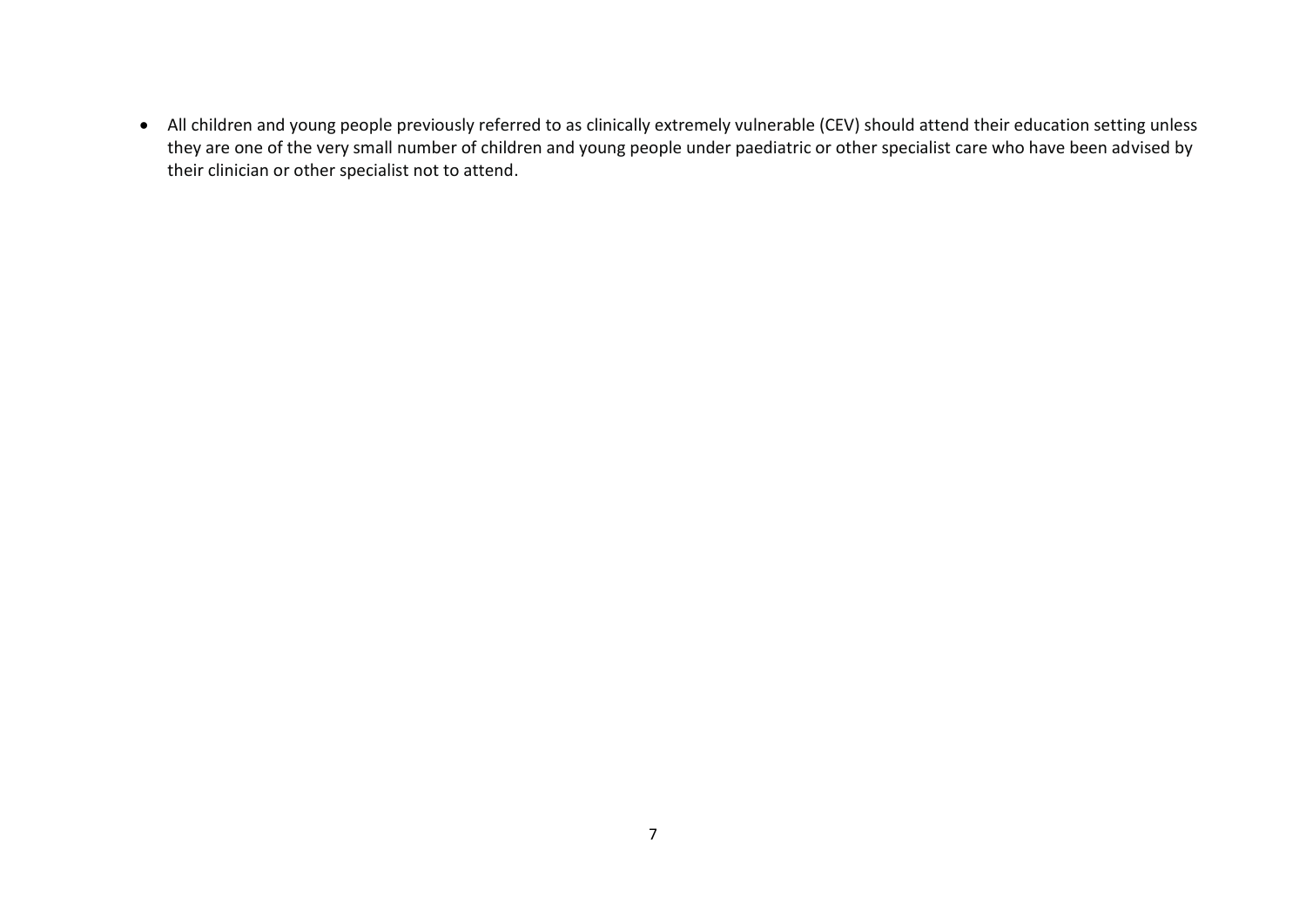- All children and young people previously referred to as clinically extremely vulnerable (CEV) should attend their education setting unless they are one of the very small number of children and young people under paediatric or other specialist care who have been advised by their clinician or other specialist not to attend.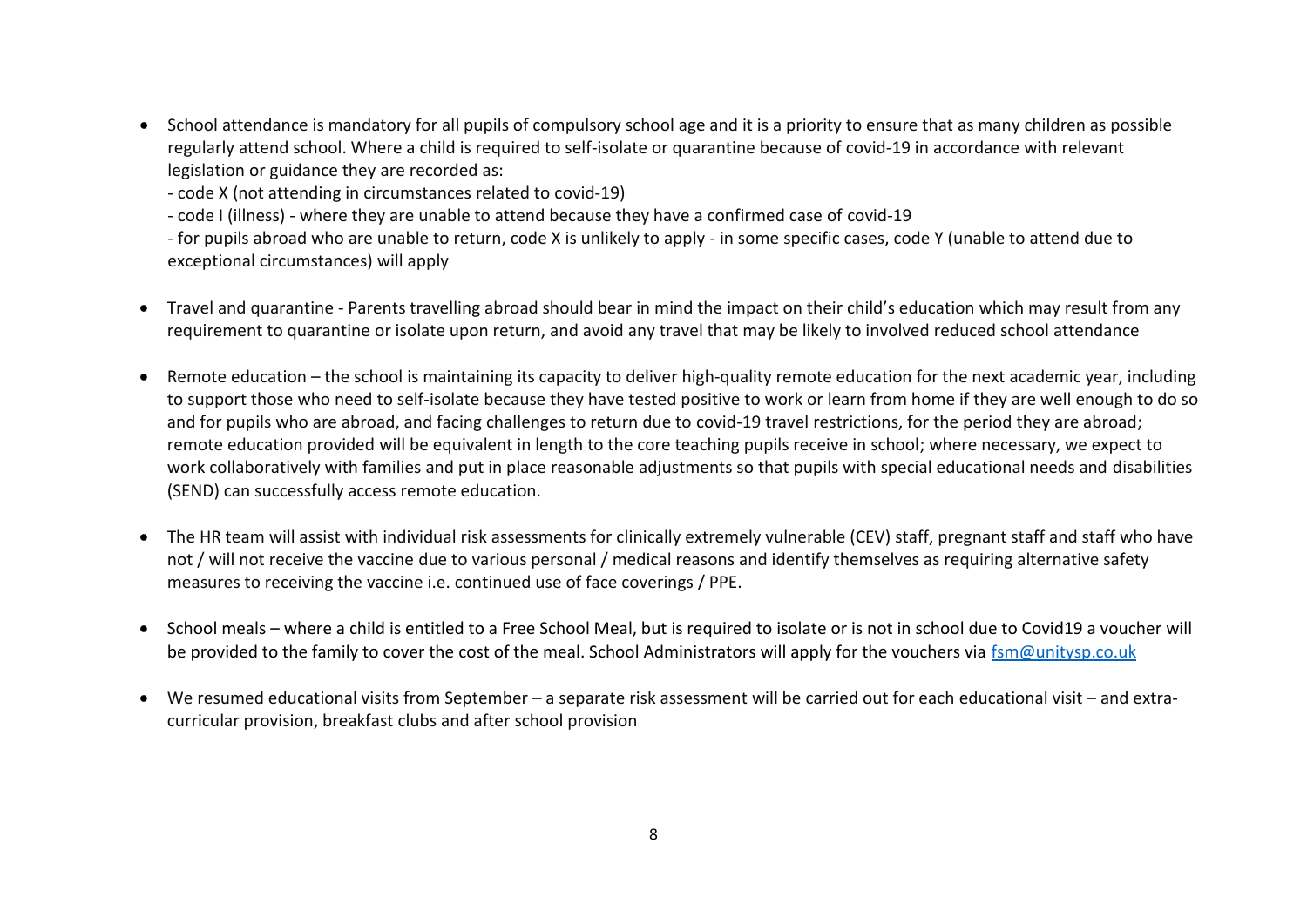- School attendance is mandatory for all pupils of compulsory school age and it is a priority to ensure that as many children as possible regularly attend school. Where a child is required to self-isolate or quarantine because of covid-19 in accordance with relevant legislation or guidance they are recorded as:
  - code X (not attending in circumstances related to covid-19)
  - code I (illness) - where they are unable to attend because they have a confirmed case of covid-19
  - for pupils abroad who are unable to return, code X is unlikely to apply - in some specific cases, code Y (unable to attend due to exceptional circumstances) will apply

- Travel and quarantine - Parents travelling abroad should bear in mind the impact on their child's education which may result from any requirement to quarantine or isolate upon return, and avoid any travel that may be likely to involved reduced school attendance

- Remote education – the school is maintaining its capacity to deliver high-quality remote education for the next academic year, including to support those who need to self-isolate because they have tested positive to work or learn from home if they are well enough to do so and for pupils who are abroad, and facing challenges to return due to covid-19 travel restrictions, for the period they are abroad; remote education provided will be equivalent in length to the core teaching pupils receive in school; where necessary, we expect to work collaboratively with families and put in place reasonable adjustments so that pupils with special educational needs and disabilities (SEND) can successfully access remote education.

- The HR team will assist with individual risk assessments for clinically extremely vulnerable (CEV) staff, pregnant staff and staff who have not / will not receive the vaccine due to various personal / medical reasons and identify themselves as requiring alternative safety measures to receiving the vaccine i.e. continued use of face coverings / PPE.

- School meals – where a child is entitled to a Free School Meal, but is required to isolate or is not in school due to Covid19 a voucher will be provided to the family to cover the cost of the meal. School Administrators will apply for the vouchers via [fsm@unitysp.co.uk](mailto:fsm@unitysp.co.uk)

- We resumed educational visits from September – a separate risk assessment will be carried out for each educational visit – and extra-curricular provision, breakfast clubs and after school provision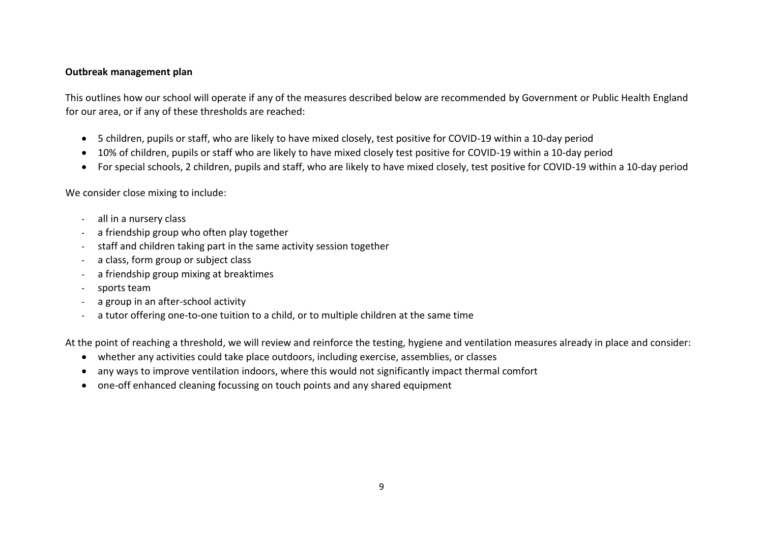**Outbreak management plan**

This outlines how our school will operate if any of the measures described below are recommended by Government or Public Health England for our area, or if any of these thresholds are reached:

- 5 children, pupils or staff, who are likely to have mixed closely, test positive for COVID-19 within a 10-day period
- 10% of children, pupils or staff who are likely to have mixed closely test positive for COVID-19 within a 10-day period
- For special schools, 2 children, pupils and staff, who are likely to have mixed closely, test positive for COVID-19 within a 10-day period

We consider close mixing to include:

- all in a nursery class
- a friendship group who often play together
- staff and children taking part in the same activity session together
- a class, form group or subject class
- a friendship group mixing at breaktimes
- sports team
- a group in an after-school activity
- a tutor offering one-to-one tuition to a child, or to multiple children at the same time

At the point of reaching a threshold, we will review and reinforce the testing, hygiene and ventilation measures already in place and consider:

- whether any activities could take place outdoors, including exercise, assemblies, or classes
- any ways to improve ventilation indoors, where this would not significantly impact thermal comfort
- one-off enhanced cleaning focussing on touch points and any shared equipment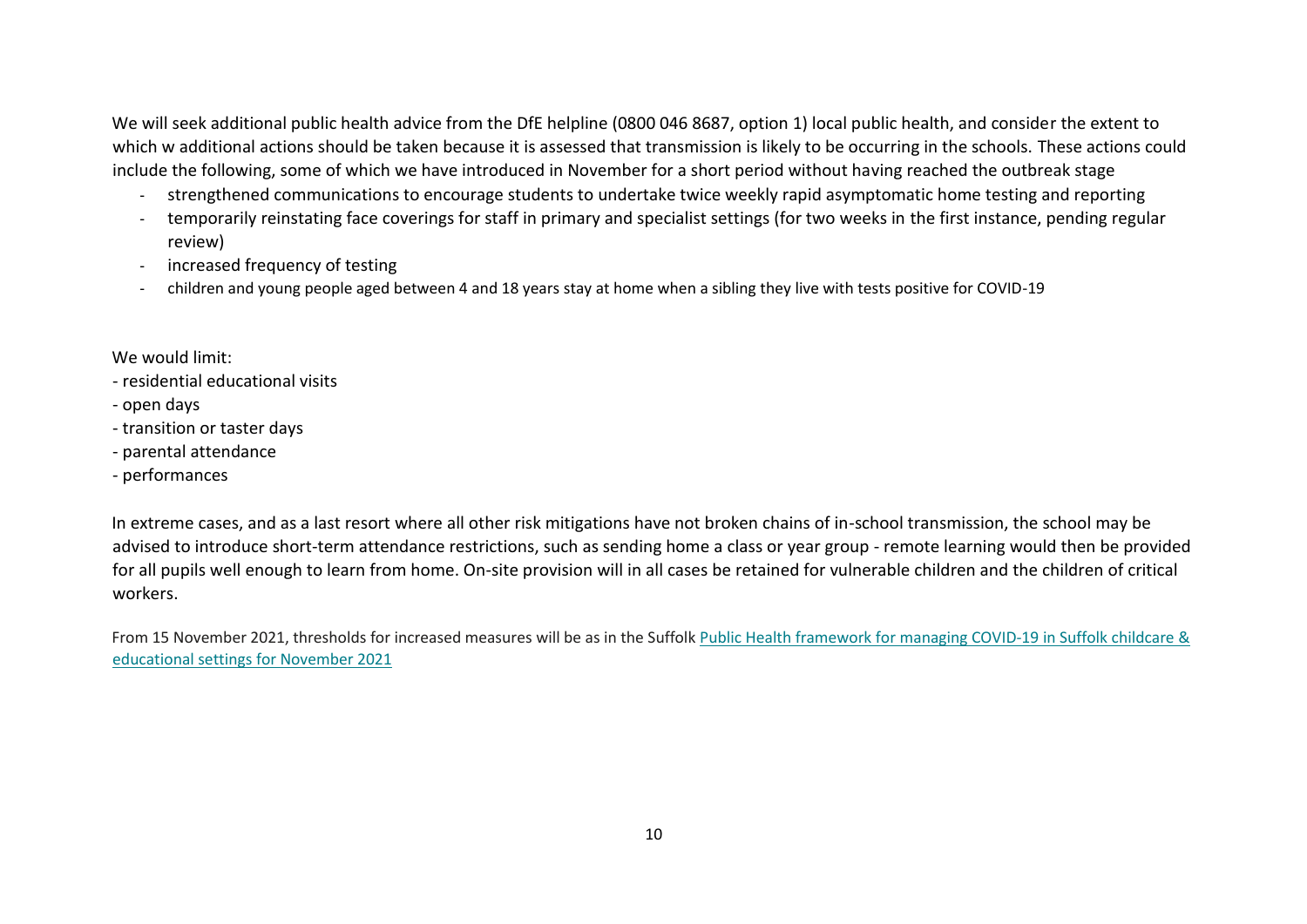We will seek additional public health advice from the DfE helpline (0800 046 8687, option 1) local public health, and consider the extent to which w additional actions should be taken because it is assessed that transmission is likely to be occurring in the schools. These actions could include the following, some of which we have introduced in November for a short period without having reached the outbreak stage

- strengthened communications to encourage students to undertake twice weekly rapid asymptomatic home testing and reporting
- temporarily reinstating face coverings for staff in primary and specialist settings (for two weeks in the first instance, pending regular review)
- increased frequency of testing
- children and young people aged between 4 and 18 years stay at home when a sibling they live with tests positive for COVID-19

We would limit:

- residential educational visits
- open days
- transition or taster days
- parental attendance
- performances

In extreme cases, and as a last resort where all other risk mitigations have not broken chains of in-school transmission, the school may be advised to introduce short-term attendance restrictions, such as sending home a class or year group - remote learning would then be provided for all pupils well enough to learn from home. On-site provision will in all cases be retained for vulnerable children and the children of critical workers.

From 15 November 2021, thresholds for increased measures will be as in the Suffolk Public Health framework for managing COVID-19 in Suffolk childcare & educational settings for November 2021